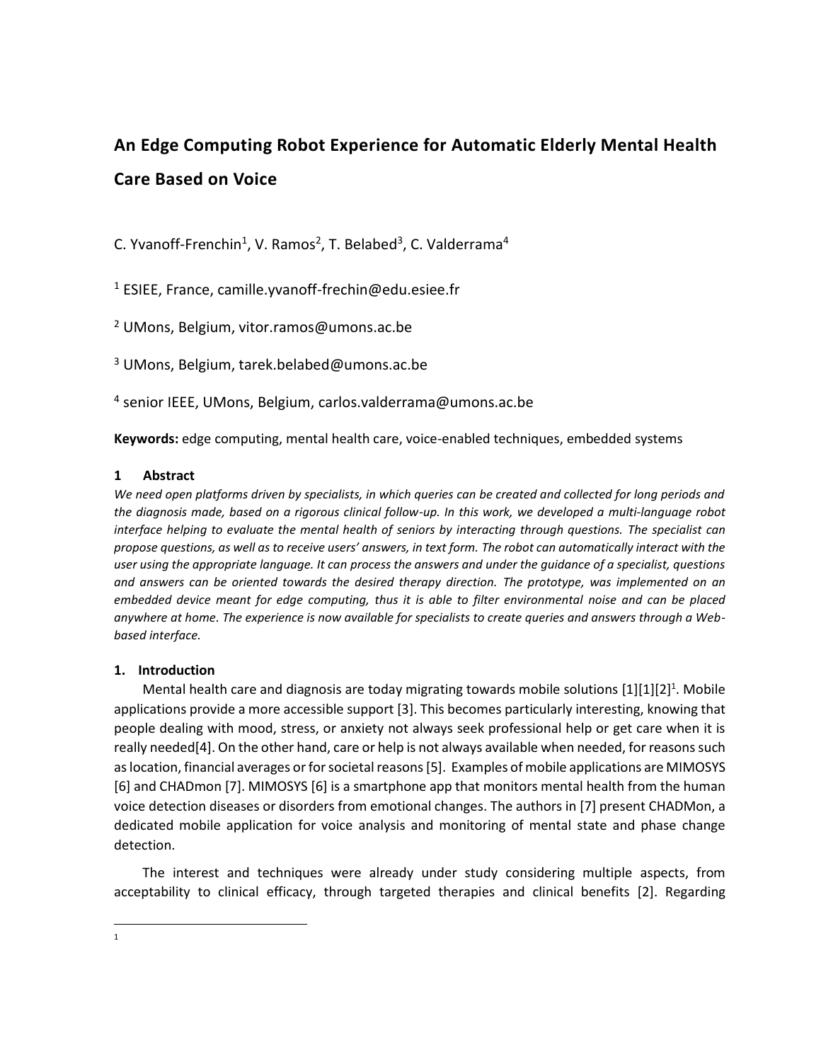# An Edge Computing Robot Experience for Automatic Elderly Mental Health Care Based on Voice

C. Yvanoff-Frenchin[1], V. Ramos[2], T. Belabed[3], C. Valderrama[4]

[1] ESIEE, France, camille.yvanoff-frechin@edu.esiee.fr

[2] UMons, Belgium, vitor.ramos@umons.ac.be

[3] UMons, Belgium, tarek.belabed@umons.ac.be

[4] senior IEEE, UMons, Belgium, carlos.valderrama@umons.ac.be

**Keywords:** edge computing, mental health care, voice-enabled techniques, embedded systems

## 1 Abstract

*We need open platforms driven by specialists, in which queries can be created and collected for long periods and the diagnosis made, based on a rigorous clinical follow-up. In this work, we developed a multi-language robot interface helping to evaluate the mental health of seniors by interacting through questions. The specialist can propose questions, as well as to receive users' answers, in text form. The robot can automatically interact with the user using the appropriate language. It can process the answers and under the guidance of a specialist, questions and answers can be oriented towards the desired therapy direction. The prototype, was implemented on an embedded device meant for edge computing, thus it is able to filter environmental noise and can be placed anywhere at home. The experience is now available for specialists to create queries and answers through a Web-based interface.*

## 1. Introduction

Mental health care and diagnosis are today migrating towards mobile solutions [1][1][2][1]. Mobile applications provide a more accessible support [3]. This becomes particularly interesting, knowing that people dealing with mood, stress, or anxiety not always seek professional help or get care when it is really needed[4]. On the other hand, care or help is not always available when needed, for reasons such as location, financial averages or for societal reasons [5]. Examples of mobile applications are MIMOSYS [6] and CHADmon [7]. MIMOSYS [6] is a smartphone app that monitors mental health from the human voice detection diseases or disorders from emotional changes. The authors in [7] present CHADMon, a dedicated mobile application for voice analysis and monitoring of mental state and phase change detection.

The interest and techniques were already under study considering multiple aspects, from acceptability to clinical efficacy, through targeted therapies and clinical benefits [2]. Regarding

[1]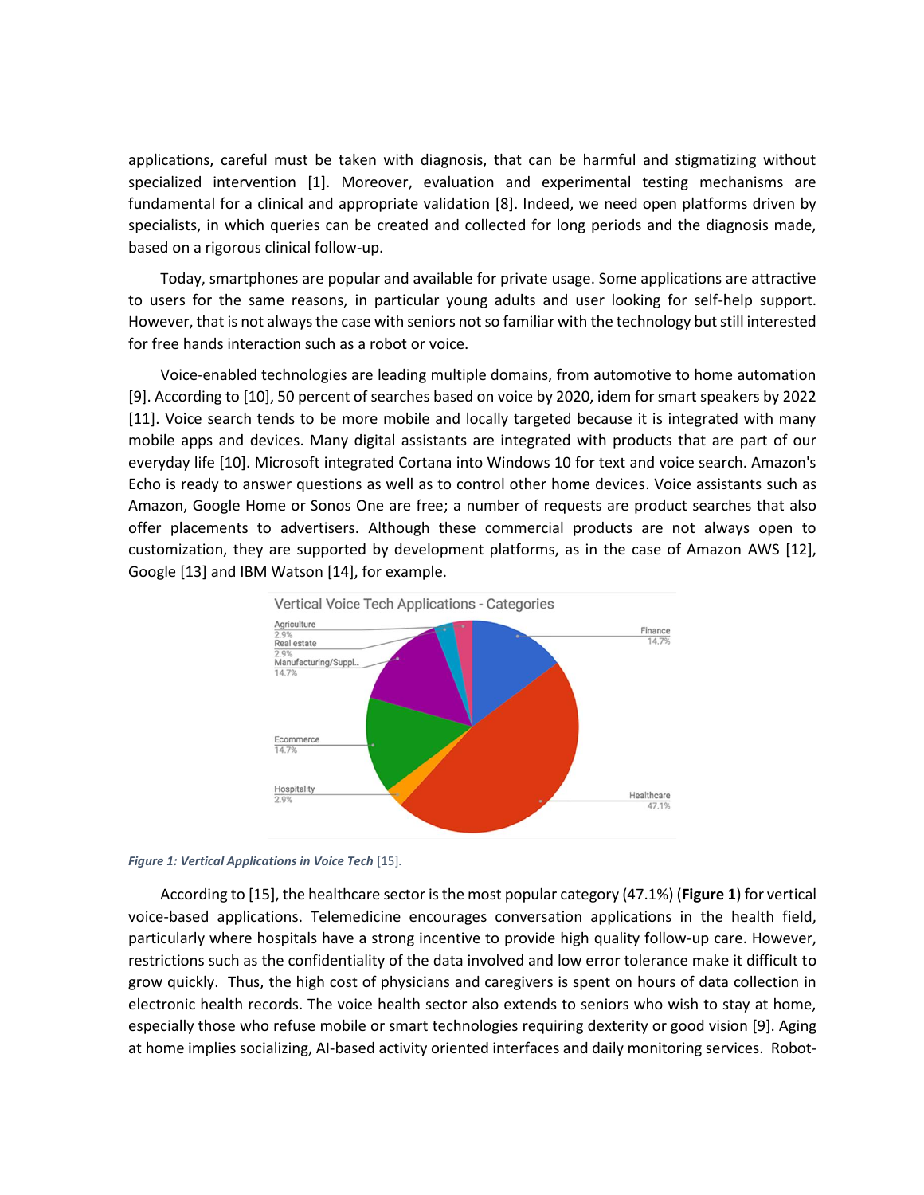applications, careful must be taken with diagnosis, that can be harmful and stigmatizing without specialized intervention [1]. Moreover, evaluation and experimental testing mechanisms are fundamental for a clinical and appropriate validation [8]. Indeed, we need open platforms driven by specialists, in which queries can be created and collected for long periods and the diagnosis made, based on a rigorous clinical follow-up.

Today, smartphones are popular and available for private usage. Some applications are attractive to users for the same reasons, in particular young adults and user looking for self-help support. However, that is not always the case with seniors not so familiar with the technology but still interested for free hands interaction such as a robot or voice.

Voice-enabled technologies are leading multiple domains, from automotive to home automation [9]. According to [10], 50 percent of searches based on voice by 2020, idem for smart speakers by 2022 [11]. Voice search tends to be more mobile and locally targeted because it is integrated with many mobile apps and devices. Many digital assistants are integrated with products that are part of our everyday life [10]. Microsoft integrated Cortana into Windows 10 for text and voice search. Amazon's Echo is ready to answer questions as well as to control other home devices. Voice assistants such as Amazon, Google Home or Sonos One are free; a number of requests are product searches that also offer placements to advertisers. Although these commercial products are not always open to customization, they are supported by development platforms, as in the case of Amazon AWS [12], Google [13] and IBM Watson [14], for example.

*Figure 1: Vertical Applications in Voice Tech* [15].

According to [15], the healthcare sector is the most popular category (47.1%) (**Figure 1**) for vertical voice-based applications. Telemedicine encourages conversation applications in the health field, particularly where hospitals have a strong incentive to provide high quality follow-up care. However, restrictions such as the confidentiality of the data involved and low error tolerance make it difficult to grow quickly. Thus, the high cost of physicians and caregivers is spent on hours of data collection in electronic health records. The voice health sector also extends to seniors who wish to stay at home, especially those who refuse mobile or smart technologies requiring dexterity or good vision [9]. Aging at home implies socializing, AI-based activity oriented interfaces and daily monitoring services. Robot-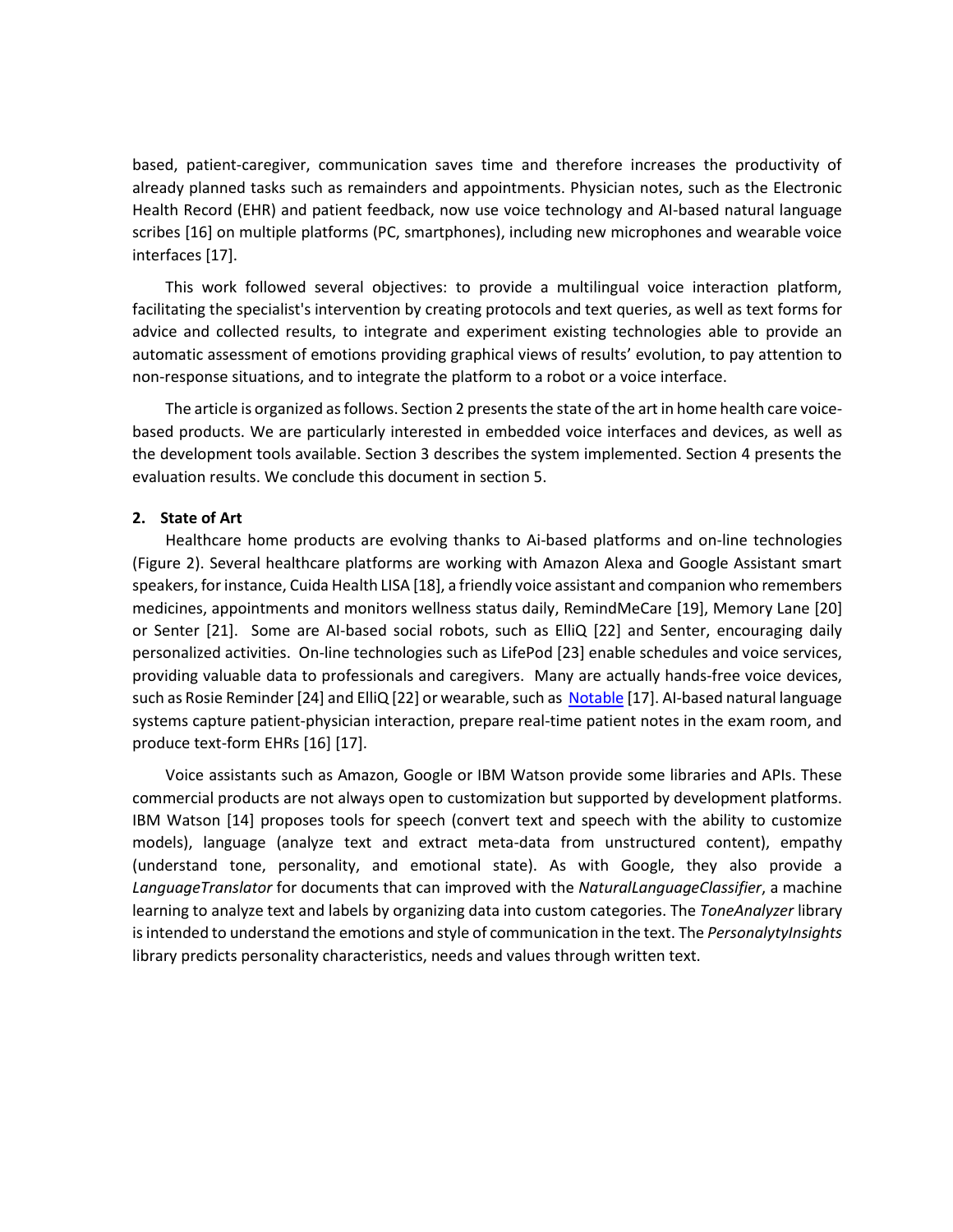based, patient-caregiver, communication saves time and therefore increases the productivity of already planned tasks such as remainders and appointments. Physician notes, such as the Electronic Health Record (EHR) and patient feedback, now use voice technology and AI-based natural language scribes [16] on multiple platforms (PC, smartphones), including new microphones and wearable voice interfaces [17].

This work followed several objectives: to provide a multilingual voice interaction platform, facilitating the specialist's intervention by creating protocols and text queries, as well as text forms for advice and collected results, to integrate and experiment existing technologies able to provide an automatic assessment of emotions providing graphical views of results' evolution, to pay attention to non-response situations, and to integrate the platform to a robot or a voice interface.

The article is organized as follows. Section 2 presents the state of the art in home health care voice-based products. We are particularly interested in embedded voice interfaces and devices, as well as the development tools available. Section 3 describes the system implemented. Section 4 presents the evaluation results. We conclude this document in section 5.

## 2. State of Art

Healthcare home products are evolving thanks to Ai-based platforms and on-line technologies (Figure 2). Several healthcare platforms are working with Amazon Alexa and Google Assistant smart speakers, for instance, Cuida Health LISA [18], a friendly voice assistant and companion who remembers medicines, appointments and monitors wellness status daily, RemindMeCare [19], Memory Lane [20] or Senter [21]. Some are AI-based social robots, such as ElliQ [22] and Senter, encouraging daily personalized activities. On-line technologies such as LifePod [23] enable schedules and voice services, providing valuable data to professionals and caregivers. Many are actually hands-free voice devices, such as Rosie Reminder [24] and ElliQ [22] or wearable, such as Notable [17]. AI-based natural language systems capture patient-physician interaction, prepare real-time patient notes in the exam room, and produce text-form EHRs [16] [17].

Voice assistants such as Amazon, Google or IBM Watson provide some libraries and APIs. These commercial products are not always open to customization but supported by development platforms. IBM Watson [14] proposes tools for speech (convert text and speech with the ability to customize models), language (analyze text and extract meta-data from unstructured content), empathy (understand tone, personality, and emotional state). As with Google, they also provide a *LanguageTranslator* for documents that can improved with the *NaturalLanguageClassifier*, a machine learning to analyze text and labels by organizing data into custom categories. The *ToneAnalyzer* library is intended to understand the emotions and style of communication in the text. The *PersonalytyInsights* library predicts personality characteristics, needs and values through written text.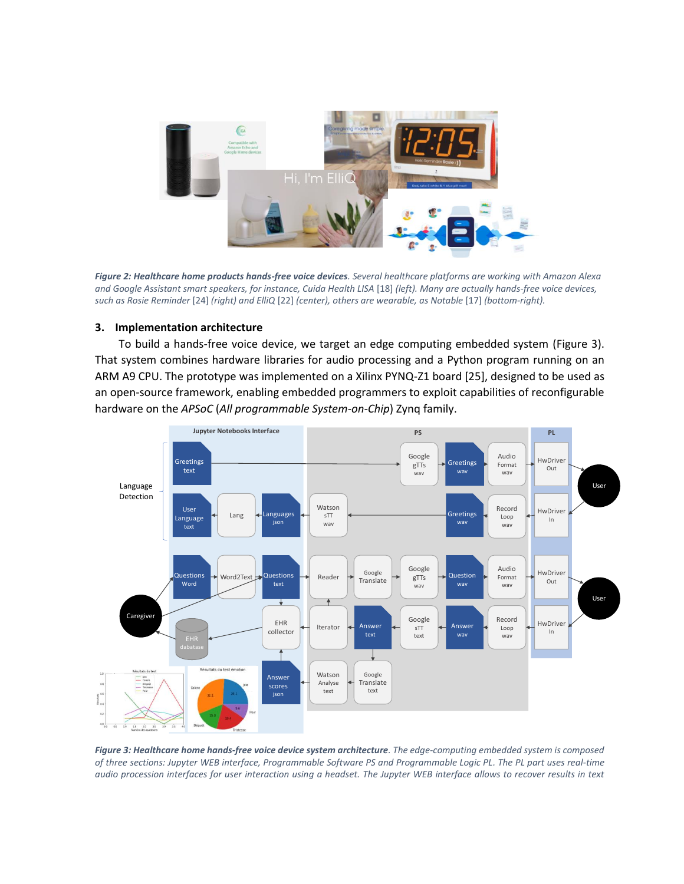*Figure 2: Healthcare home products hands-free voice devices. Several healthcare platforms are working with Amazon Alexa and Google Assistant smart speakers, for instance, Cuida Health LISA [18] (left). Many are actually hands-free voice devices, such as Rosie Reminder [24] (right) and ElliQ [22] (center), others are wearable, as Notable [17] (bottom-right).*

## 3. Implementation architecture

To build a hands-free voice device, we target an edge computing embedded system (Figure 3). That system combines hardware libraries for audio processing and a Python program running on an ARM A9 CPU. The prototype was implemented on a Xilinx PYNQ-Z1 board [25], designed to be used as an open-source framework, enabling embedded programmers to exploit capabilities of reconfigurable hardware on the *APSoC* (*All programmable System-on-Chip*) Zynq family.

*Figure 3: Healthcare home hands-free voice device system architecture. The edge-computing embedded system is composed of three sections: Jupyter WEB interface, Programmable Software PS and Programmable Logic PL. The PL part uses real-time audio procession interfaces for user interaction using a headset. The Jupyter WEB interface allows to recover results in text*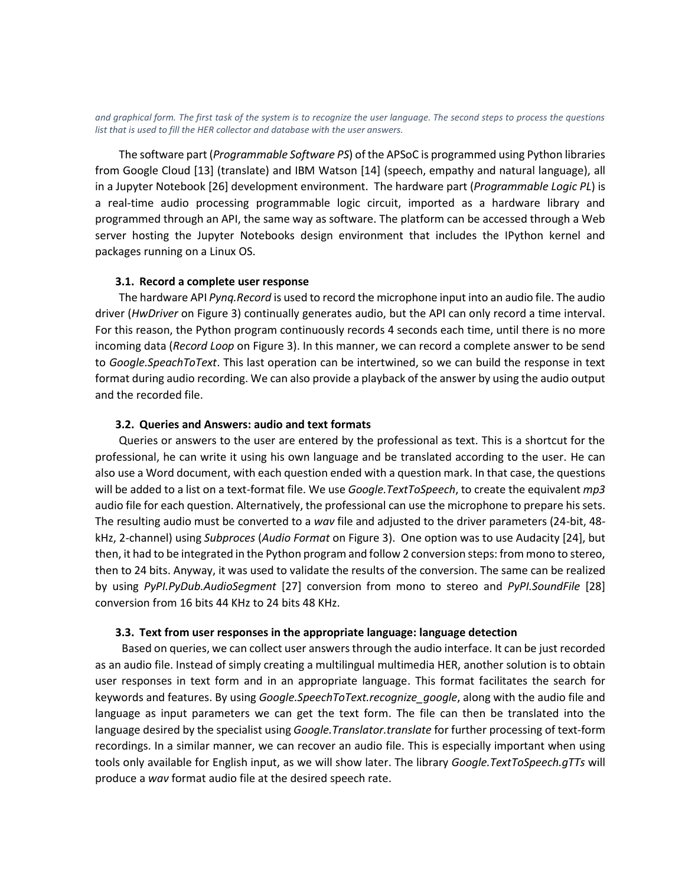*and graphical form. The first task of the system is to recognize the user language. The second steps to process the questions list that is used to fill the HER collector and database with the user answers.*

The software part (*Programmable Software PS*) of the APSoC is programmed using Python libraries from Google Cloud [13] (translate) and IBM Watson [14] (speech, empathy and natural language), all in a Jupyter Notebook [26] development environment. The hardware part (*Programmable Logic PL*) is a real-time audio processing programmable logic circuit, imported as a hardware library and programmed through an API, the same way as software. The platform can be accessed through a Web server hosting the Jupyter Notebooks design environment that includes the IPython kernel and packages running on a Linux OS.

### 3.1. Record a complete user response

The hardware API *Pynq.Record* is used to record the microphone input into an audio file. The audio driver (*HwDriver* on Figure 3) continually generates audio, but the API can only record a time interval. For this reason, the Python program continuously records 4 seconds each time, until there is no more incoming data (*Record Loop* on Figure 3). In this manner, we can record a complete answer to be send to *Google.SpeachToText*. This last operation can be intertwined, so we can build the response in text format during audio recording. We can also provide a playback of the answer by using the audio output and the recorded file.

### 3.2. Queries and Answers: audio and text formats

Queries or answers to the user are entered by the professional as text. This is a shortcut for the professional, he can write it using his own language and be translated according to the user. He can also use a Word document, with each question ended with a question mark. In that case, the questions will be added to a list on a text-format file. We use *Google.TextToSpeech*, to create the equivalent *mp3* audio file for each question. Alternatively, the professional can use the microphone to prepare his sets. The resulting audio must be converted to a *wav* file and adjusted to the driver parameters (24-bit, 48-kHz, 2-channel) using *Subproces* (*Audio Format* on Figure 3). One option was to use Audacity [24], but then, it had to be integrated in the Python program and follow 2 conversion steps: from mono to stereo, then to 24 bits. Anyway, it was used to validate the results of the conversion. The same can be realized by using *PyPI.PyDub.AudioSegment* [27] conversion from mono to stereo and *PyPI.SoundFile* [28] conversion from 16 bits 44 KHz to 24 bits 48 KHz.

### 3.3. Text from user responses in the appropriate language: language detection

Based on queries, we can collect user answers through the audio interface. It can be just recorded as an audio file. Instead of simply creating a multilingual multimedia HER, another solution is to obtain user responses in text form and in an appropriate language. This format facilitates the search for keywords and features. By using *Google.SpeechToText.recognize_google*, along with the audio file and language as input parameters we can get the text form. The file can then be translated into the language desired by the specialist using *Google.Translator.translate* for further processing of text-form recordings. In a similar manner, we can recover an audio file. This is especially important when using tools only available for English input, as we will show later. The library *Google.TextToSpeech.gTTs* will produce a *wav* format audio file at the desired speech rate.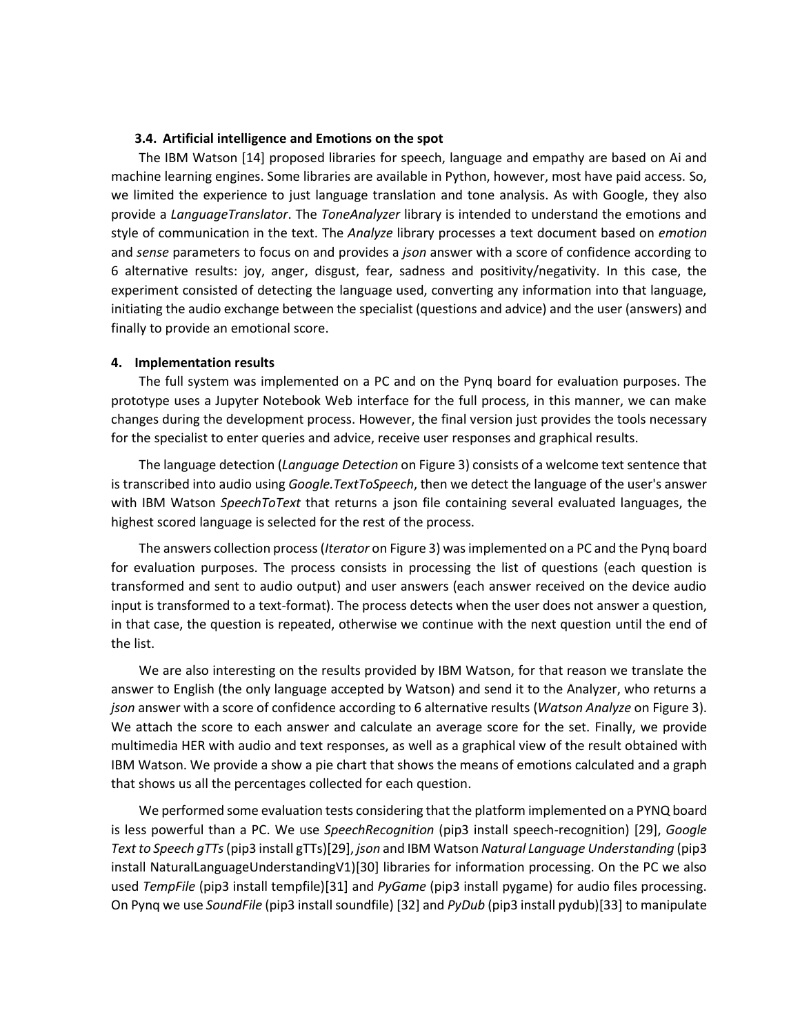### 3.4. Artificial intelligence and Emotions on the spot

The IBM Watson [14] proposed libraries for speech, language and empathy are based on Ai and machine learning engines. Some libraries are available in Python, however, most have paid access. So, we limited the experience to just language translation and tone analysis. As with Google, they also provide a *LanguageTranslator*. The *ToneAnalyzer* library is intended to understand the emotions and style of communication in the text. The *Analyze* library processes a text document based on *emotion* and *sense* parameters to focus on and provides a *json* answer with a score of confidence according to 6 alternative results: joy, anger, disgust, fear, sadness and positivity/negativity. In this case, the experiment consisted of detecting the language used, converting any information into that language, initiating the audio exchange between the specialist (questions and advice) and the user (answers) and finally to provide an emotional score.

## 4. Implementation results

The full system was implemented on a PC and on the Pynq board for evaluation purposes. The prototype uses a Jupyter Notebook Web interface for the full process, in this manner, we can make changes during the development process. However, the final version just provides the tools necessary for the specialist to enter queries and advice, receive user responses and graphical results.

The language detection (*Language Detection* on Figure 3) consists of a welcome text sentence that is transcribed into audio using *Google.TextToSpeech*, then we detect the language of the user's answer with IBM Watson *SpeechToText* that returns a json file containing several evaluated languages, the highest scored language is selected for the rest of the process.

The answers collection process (*Iterator* on Figure 3) was implemented on a PC and the Pynq board for evaluation purposes. The process consists in processing the list of questions (each question is transformed and sent to audio output) and user answers (each answer received on the device audio input is transformed to a text-format). The process detects when the user does not answer a question, in that case, the question is repeated, otherwise we continue with the next question until the end of the list.

We are also interesting on the results provided by IBM Watson, for that reason we translate the answer to English (the only language accepted by Watson) and send it to the Analyzer, who returns a *json* answer with a score of confidence according to 6 alternative results (*Watson Analyze* on Figure 3). We attach the score to each answer and calculate an average score for the set. Finally, we provide multimedia HER with audio and text responses, as well as a graphical view of the result obtained with IBM Watson. We provide a show a pie chart that shows the means of emotions calculated and a graph that shows us all the percentages collected for each question.

We performed some evaluation tests considering that the platform implemented on a PYNQ board is less powerful than a PC. We use *SpeechRecognition* (pip3 install speech-recognition) [29], *Google Text to Speech gTTs* (pip3 install gTTs)[29], *json* and IBM Watson *Natural Language Understanding* (pip3 install NaturalLanguageUnderstandingV1)[30] libraries for information processing. On the PC we also used *TempFile* (pip3 install tempfile)[31] and *PyGame* (pip3 install pygame) for audio files processing. On Pynq we use *SoundFile* (pip3 install soundfile) [32] and *PyDub* (pip3 install pydub)[33] to manipulate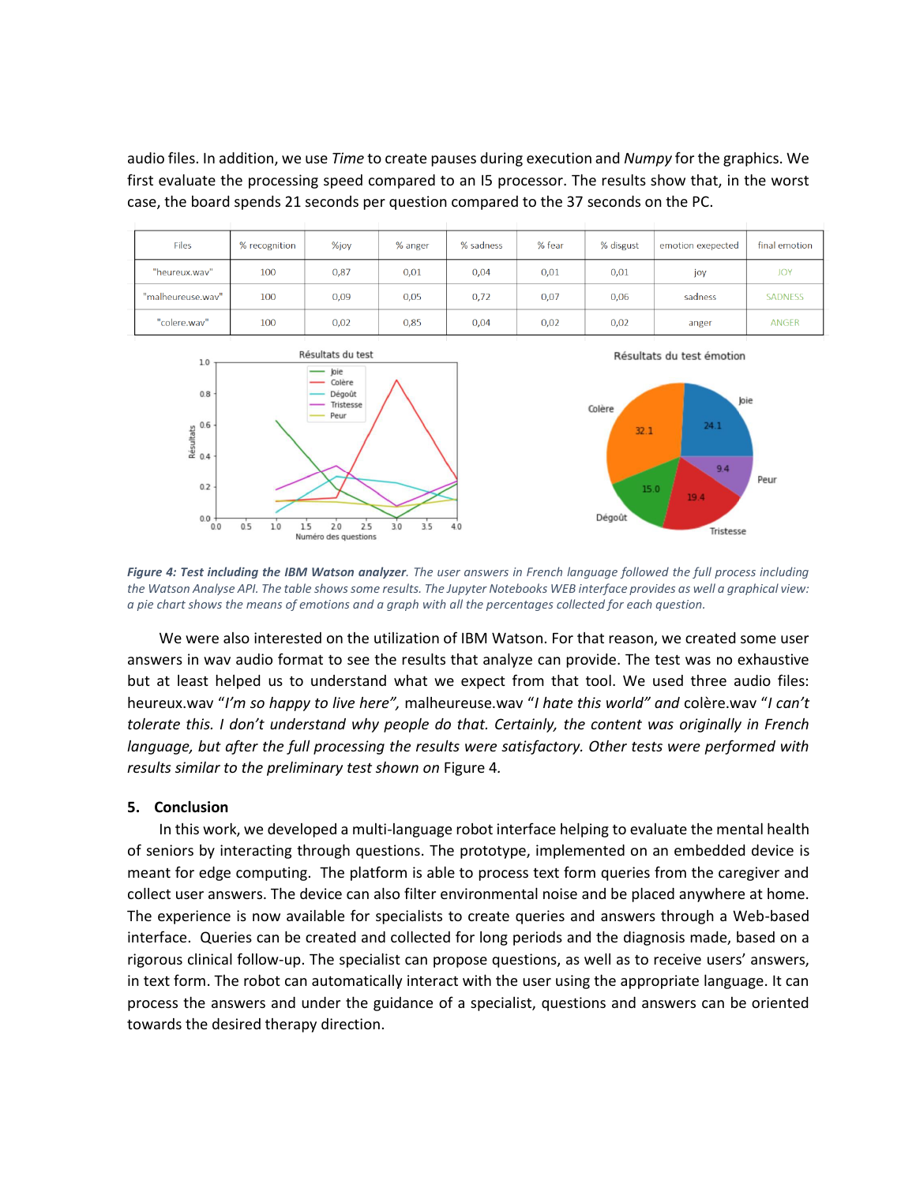audio files. In addition, we use *Time* to create pauses during execution and *Numpy* for the graphics. We first evaluate the processing speed compared to an I5 processor. The results show that, in the worst case, the board spends 21 seconds per question compared to the 37 seconds on the PC.

| Files | % recognition | %joy | % anger | % sadness | % fear | % disgust | emotion expected | final emotion |
|---|---|---|---|---|---|---|---|---|
| "heureux.wav" | 100 | 0,87 | 0,01 | 0,04 | 0,01 | 0,01 | joy | JOY |
| "malheureuse.wav" | 100 | 0,09 | 0,05 | 0,72 | 0,07 | 0,06 | sadness | SADNESS |
| "colere.wav" | 100 | 0,02 | 0,85 | 0,04 | 0,02 | 0,02 | anger | ANGER |

***Figure 4: Test including the IBM Watson analyzer****. The user answers in French language followed the full process including the Watson Analyse API. The table shows some results. The Jupyter Notebooks WEB interface provides as well a graphical view: a pie chart shows the means of emotions and a graph with all the percentages collected for each question.*

We were also interested on the utilization of IBM Watson. For that reason, we created some user answers in wav audio format to see the results that analyze can provide. The test was no exhaustive but at least helped us to understand what we expect from that tool. We used three audio files: heureux.wav "*I'm so happy to live here"*, malheureuse.wav "*I hate this world" and* colère.wav "*I can't tolerate this. I don't understand why people do that. Certainly, the content was originally in French language, but after the full processing the results were satisfactory. Other tests were performed with results similar to the preliminary test shown on* Figure 4.

## 5. Conclusion

In this work, we developed a multi-language robot interface helping to evaluate the mental health of seniors by interacting through questions. The prototype, implemented on an embedded device is meant for edge computing. The platform is able to process text form queries from the caregiver and collect user answers. The device can also filter environmental noise and be placed anywhere at home. The experience is now available for specialists to create queries and answers through a Web-based interface. Queries can be created and collected for long periods and the diagnosis made, based on a rigorous clinical follow-up. The specialist can propose questions, as well as to receive users' answers, in text form. The robot can automatically interact with the user using the appropriate language. It can process the answers and under the guidance of a specialist, questions and answers can be oriented towards the desired therapy direction.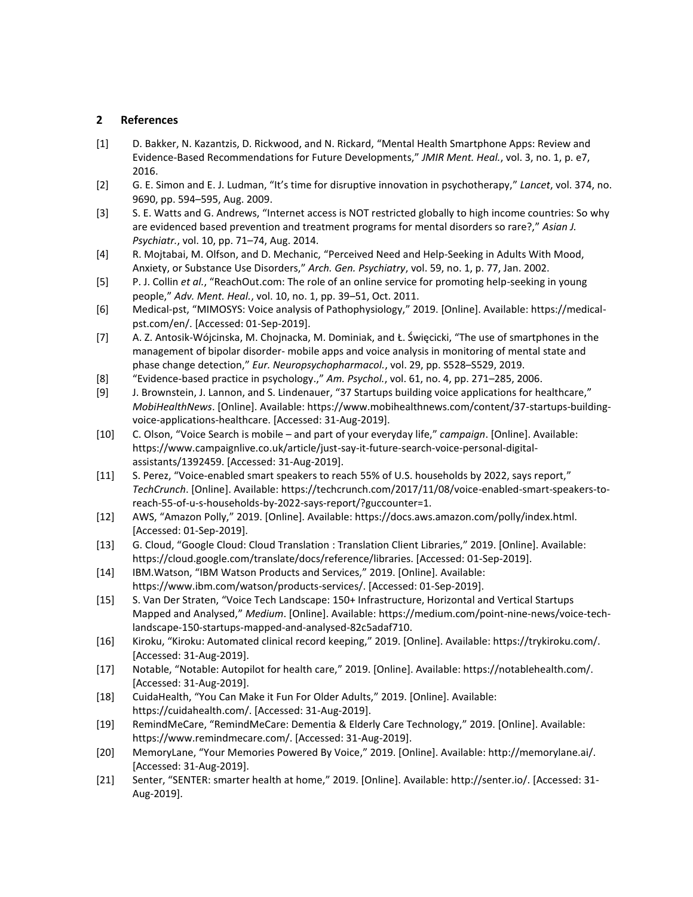## 2 References

[1] D. Bakker, N. Kazantzis, D. Rickwood, and N. Rickard, "Mental Health Smartphone Apps: Review and Evidence-Based Recommendations for Future Developments," *JMIR Ment. Heal.*, vol. 3, no. 1, p. e7, 2016.

[2] G. E. Simon and E. J. Ludman, "It's time for disruptive innovation in psychotherapy," *Lancet*, vol. 374, no. 9690, pp. 594–595, Aug. 2009.

[3] S. E. Watts and G. Andrews, "Internet access is NOT restricted globally to high income countries: So why are evidenced based prevention and treatment programs for mental disorders so rare?," *Asian J. Psychiatr.*, vol. 10, pp. 71–74, Aug. 2014.

[4] R. Mojtabai, M. Olfson, and D. Mechanic, "Perceived Need and Help-Seeking in Adults With Mood, Anxiety, or Substance Use Disorders," *Arch. Gen. Psychiatry*, vol. 59, no. 1, p. 77, Jan. 2002.

[5] P. J. Collin *et al.*, "ReachOut.com: The role of an online service for promoting help-seeking in young people," *Adv. Ment. Heal.*, vol. 10, no. 1, pp. 39–51, Oct. 2011.

[6] Medical-pst, "MIMOSYS: Voice analysis of Pathophysiology," 2019. [Online]. Available: https://medical-pst.com/en/. [Accessed: 01-Sep-2019].

[7] A. Z. Antosik-Wójcinska, M. Chojnacka, M. Dominiak, and Ł. Święcicki, "The use of smartphones in the management of bipolar disorder- mobile apps and voice analysis in monitoring of mental state and phase change detection," *Eur. Neuropsychopharmacol.*, vol. 29, pp. S528–S529, 2019.

[8] "Evidence-based practice in psychology.," *Am. Psychol.*, vol. 61, no. 4, pp. 271–285, 2006.

[9] J. Brownstein, J. Lannon, and S. Lindenauer, "37 Startups building voice applications for healthcare," *MobiHealthNews*. [Online]. Available: https://www.mobihealthnews.com/content/37-startups-building-voice-applications-healthcare. [Accessed: 31-Aug-2019].

[10] C. Olson, "Voice Search is mobile – and part of your everyday life," *campaign*. [Online]. Available: https://www.campaignlive.co.uk/article/just-say-it-future-search-voice-personal-digital-assistants/1392459. [Accessed: 31-Aug-2019].

[11] S. Perez, "Voice-enabled smart speakers to reach 55% of U.S. households by 2022, says report," *TechCrunch*. [Online]. Available: https://techcrunch.com/2017/11/08/voice-enabled-smart-speakers-to-reach-55-of-u-s-households-by-2022-says-report/?guccounter=1.

[12] AWS, "Amazon Polly," 2019. [Online]. Available: https://docs.aws.amazon.com/polly/index.html. [Accessed: 01-Sep-2019].

[13] G. Cloud, "Google Cloud: Cloud Translation : Translation Client Libraries," 2019. [Online]. Available: https://cloud.google.com/translate/docs/reference/libraries. [Accessed: 01-Sep-2019].

[14] IBM.Watson, "IBM Watson Products and Services," 2019. [Online]. Available: https://www.ibm.com/watson/products-services/. [Accessed: 01-Sep-2019].

[15] S. Van Der Straten, "Voice Tech Landscape: 150+ Infrastructure, Horizontal and Vertical Startups Mapped and Analysed," *Medium*. [Online]. Available: https://medium.com/point-nine-news/voice-tech-landscape-150-startups-mapped-and-analysed-82c5adaf710.

[16] Kiroku, "Kiroku: Automated clinical record keeping," 2019. [Online]. Available: https://trykiroku.com/. [Accessed: 31-Aug-2019].

[17] Notable, "Notable: Autopilot for health care," 2019. [Online]. Available: https://notablehealth.com/. [Accessed: 31-Aug-2019].

[18] CuidaHealth, "You Can Make it Fun For Older Adults," 2019. [Online]. Available: https://cuidahealth.com/. [Accessed: 31-Aug-2019].

[19] RemindMeCare, "RemindMeCare: Dementia & Elderly Care Technology," 2019. [Online]. Available: https://www.remindmecare.com/. [Accessed: 31-Aug-2019].

[20] MemoryLane, "Your Memories Powered By Voice," 2019. [Online]. Available: http://memorylane.ai/. [Accessed: 31-Aug-2019].

[21] Senter, "SENTER: smarter health at home," 2019. [Online]. Available: http://senter.io/. [Accessed: 31-Aug-2019].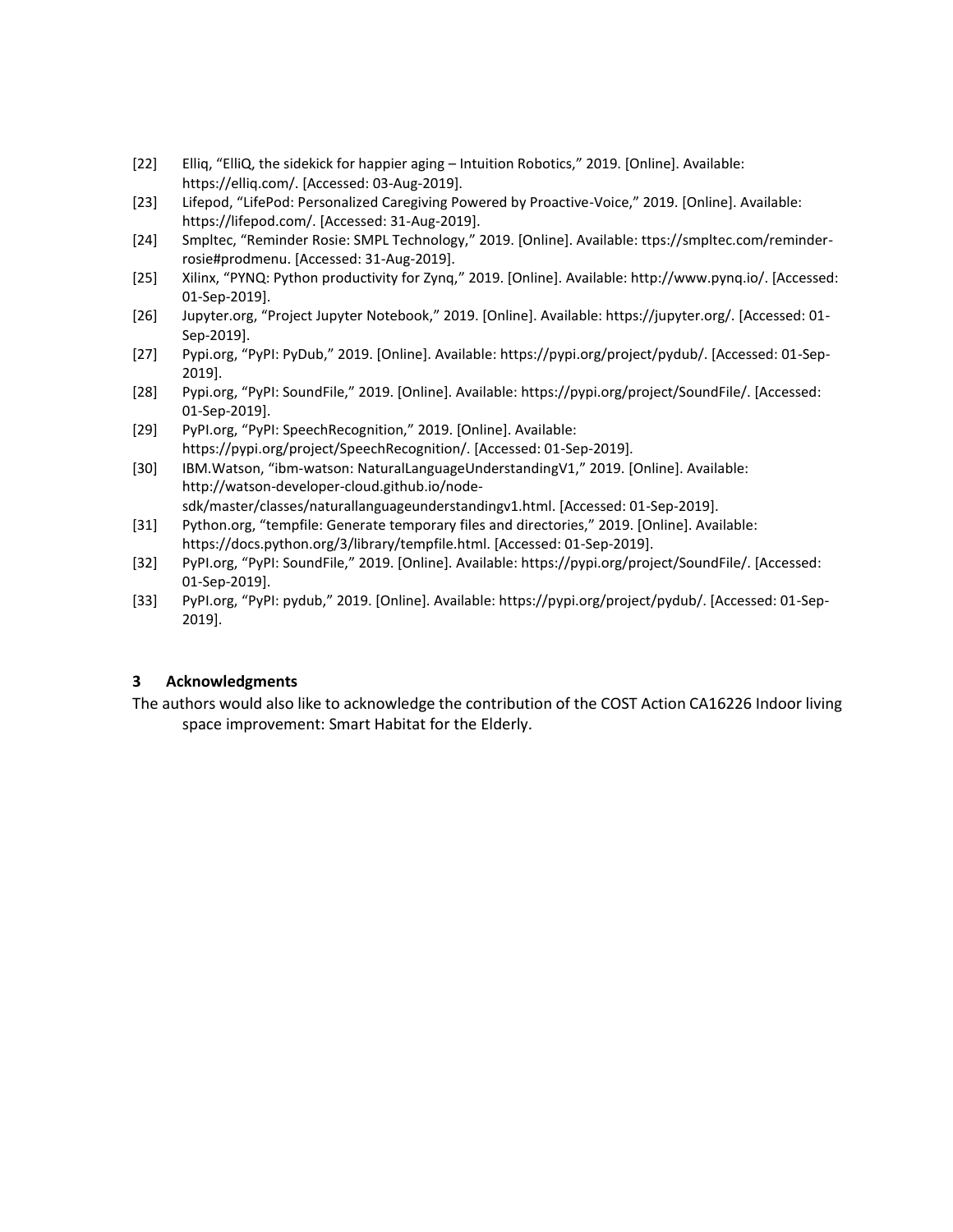[22] Elliq, "ElliQ, the sidekick for happier aging – Intuition Robotics," 2019. [Online]. Available: https://elliq.com/. [Accessed: 03-Aug-2019].

[23] Lifepod, "LifePod: Personalized Caregiving Powered by Proactive-Voice," 2019. [Online]. Available: https://lifepod.com/. [Accessed: 31-Aug-2019].

[24] Smpltec, "Reminder Rosie: SMPL Technology," 2019. [Online]. Available: ttps://smpltec.com/reminder-rosie#prodmenu. [Accessed: 31-Aug-2019].

[25] Xilinx, "PYNQ: Python productivity for Zynq," 2019. [Online]. Available: http://www.pynq.io/. [Accessed: 01-Sep-2019].

[26] Jupyter.org, "Project Jupyter Notebook," 2019. [Online]. Available: https://jupyter.org/. [Accessed: 01-Sep-2019].

[27] Pypi.org, "PyPI: PyDub," 2019. [Online]. Available: https://pypi.org/project/pydub/. [Accessed: 01-Sep-2019].

[28] Pypi.org, "PyPI: SoundFile," 2019. [Online]. Available: https://pypi.org/project/SoundFile/. [Accessed: 01-Sep-2019].

[29] PyPI.org, "PyPI: SpeechRecognition," 2019. [Online]. Available: https://pypi.org/project/SpeechRecognition/. [Accessed: 01-Sep-2019].

[30] IBM.Watson, "ibm-watson: NaturalLanguageUnderstandingV1," 2019. [Online]. Available: http://watson-developer-cloud.github.io/node-sdk/master/classes/naturallanguageunderstandingv1.html. [Accessed: 01-Sep-2019].

[31] Python.org, "tempfile: Generate temporary files and directories," 2019. [Online]. Available: https://docs.python.org/3/library/tempfile.html. [Accessed: 01-Sep-2019].

[32] PyPI.org, "PyPI: SoundFile," 2019. [Online]. Available: https://pypi.org/project/SoundFile/. [Accessed: 01-Sep-2019].

[33] PyPI.org, "PyPI: pydub," 2019. [Online]. Available: https://pypi.org/project/pydub/. [Accessed: 01-Sep-2019].

## 3 Acknowledgments

The authors would also like to acknowledge the contribution of the COST Action CA16226 Indoor living space improvement: Smart Habitat for the Elderly.